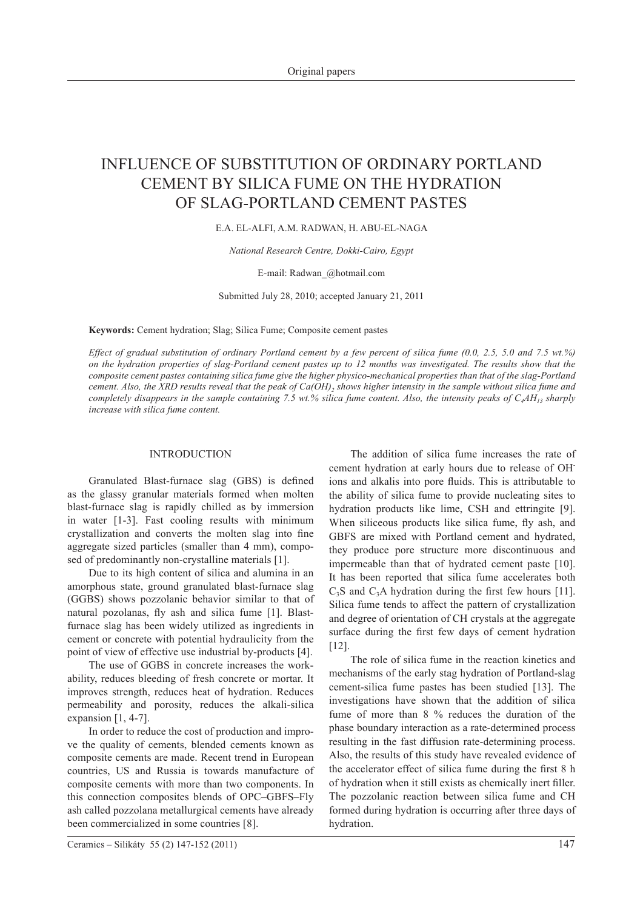# INFLUENCE OF SUBSTITUTION OF ORDINARY PORTLAND CEMENT BY SILICA FUME ON THE HYDRATION OF SLAG-PORTLAND CEMENT PASTES

E.A. EL-ALFI, A.M. RADWAN, H. ABU-EL-NAGA

*National Research Centre, Dokki-Cairo, Egypt*

E-mail: Radwan_@hotmail.com

Submitted July 28, 2010; accepted January 21, 2011

**Keywords:** Cement hydration; Slag; Silica Fume; Composite cement pastes

*Effect of gradual substitution of ordinary Portland cement by a few percent of silica fume (0.0, 2.5, 5.0 and 7.5 wt.%) on the hydration properties of slag-Portland cement pastes up to 12 months was investigated. The results show that the composite cement pastes containing silica fume give the higher physico-mechanical properties than that of the slag-Portland cement. Also, the XRD results reveal that the peak of $Ca(OH)_2$ shows higher intensity in the sample without silica fume and completely disappears in the sample containing 7.5 wt.% silica fume content. Also, the intensity peaks of $C_4AH_{13}$ sharply increase with silica fume content.*

## INTRODUCTION

Granulated Blast-furnace slag (GBS) is defined as the glassy granular materials formed when molten blast-furnace slag is rapidly chilled as by immersion in water [1-3]. Fast cooling results with minimum crystallization and converts the molten slag into fine aggregate sized particles (smaller than 4 mm), composed of predominantly non-crystalline materials [1].

Due to its high content of silica and alumina in an amorphous state, ground granulated blast-furnace slag (GGBS) shows pozzolanic behavior similar to that of natural pozolanas, fly ash and silica fume [1]. Blast-furnace slag has been widely utilized as ingredients in cement or concrete with potential hydraulicity from the point of view of effective use industrial by-products [4].

The use of GGBS in concrete increases the workability, reduces bleeding of fresh concrete or mortar. It improves strength, reduces heat of hydration. Reduces permeability and porosity, reduces the alkali-silica expansion [1, 4-7].

In order to reduce the cost of production and improve the quality of cements, blended cements known as composite cements are made. Recent trend in European countries, US and Russia is towards manufacture of composite cements with more than two components. In this connection composites blends of OPC–GBFS–Fly ash called pozzolana metallurgical cements have already been commercialized in some countries [8].

The addition of silica fume increases the rate of cement hydration at early hours due to release of $OH^-$ ions and alkalis into pore fluids. This is attributable to the ability of silica fume to provide nucleating sites to hydration products like lime, CSH and ettringite [9]. When siliceous products like silica fume, fly ash, and GBFS are mixed with Portland cement and hydrated, they produce pore structure more discontinuous and impermeable than that of hydrated cement paste [10]. It has been reported that silica fume accelerates both $C_3S$ and $C_3A$ hydration during the first few hours [11]. Silica fume tends to affect the pattern of crystallization and degree of orientation of CH crystals at the aggregate surface during the first few days of cement hydration [12].

The role of silica fume in the reaction kinetics and mechanisms of the early stag hydration of Portland-slag cement-silica fume pastes has been studied [13]. The investigations have shown that the addition of silica fume of more than 8 % reduces the duration of the phase boundary interaction as a rate-determined process resulting in the fast diffusion rate-determining process. Also, the results of this study have revealed evidence of the accelerator effect of silica fume during the first 8 h of hydration when it still exists as chemically inert filler. The pozzolanic reaction between silica fume and CH formed during hydration is occurring after three days of hydration.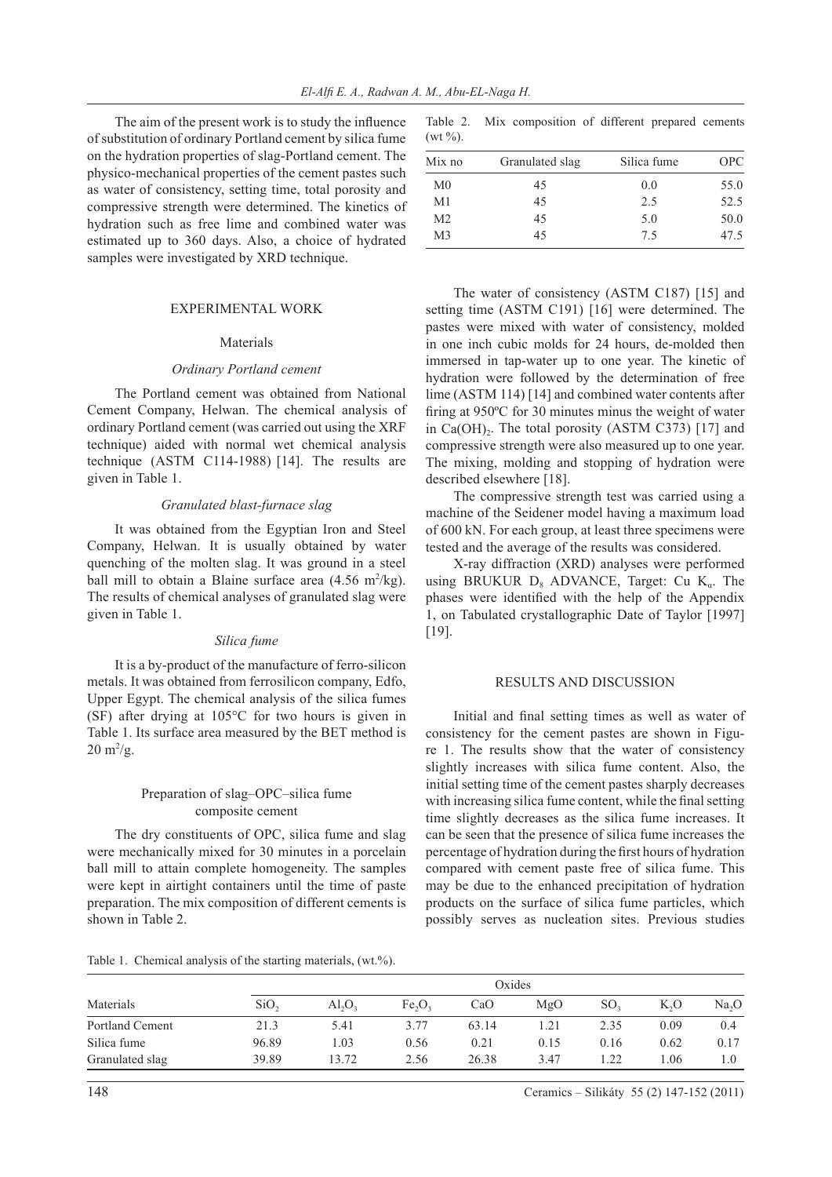The aim of the present work is to study the influence of substitution of ordinary Portland cement by silica fume on the hydration properties of slag-Portland cement. The physico-mechanical properties of the cement pastes such as water of consistency, setting time, total porosity and compressive strength were determined. The kinetics of hydration such as free lime and combined water was estimated up to 360 days. Also, a choice of hydrated samples were investigated by XRD technique.

## EXPERIMENTAL WORK

### Materials

#### *Ordinary Portland cement*

The Portland cement was obtained from National Cement Company, Helwan. The chemical analysis of ordinary Portland cement (was carried out using the XRF technique) aided with normal wet chemical analysis technique (ASTM C114-1988) [14]. The results are given in Table 1.

#### *Granulated blast-furnace slag*

It was obtained from the Egyptian Iron and Steel Company, Helwan. It is usually obtained by water quenching of the molten slag. It was ground in a steel ball mill to obtain a Blaine surface area (4.56 $m^2$/kg). The results of chemical analyses of granulated slag were given in Table 1.

#### *Silica fume*

It is a by-product of the manufacture of ferro-silicon metals. It was obtained from ferrosilicon company, Edfo, Upper Egypt. The chemical analysis of the silica fumes (SF) after drying at 105°C for two hours is given in Table 1. Its surface area measured by the BET method is 20 $m^2$/g.

### Preparation of slag–OPC–silica fume composite cement

The dry constituents of OPC, silica fume and slag were mechanically mixed for 30 minutes in a porcelain ball mill to attain complete homogeneity. The samples were kept in airtight containers until the time of paste preparation. The mix composition of different cements is shown in Table 2.

Table 1. Chemical analysis of the starting materials, (wt.%).

| Materials | Oxides | | | | | | | |
|---|---|---|---|---|---|---|---|---|
| | $SiO_2$ | $Al_2O_3$ | $Fe_2O_3$ | CaO | MgO | $SO_3$ | $K_2O$ | $Na_2O$ |
| Portland Cement | 21.3 | 5.41 | 3.77 | 63.14 | 1.21 | 2.35 | 0.09 | 0.4 |
| Silica fume | 96.89 | 1.03 | 0.56 | 0.21 | 0.15 | 0.16 | 0.62 | 0.17 |
| Granulated slag | 39.89 | 13.72 | 2.56 | 26.38 | 3.47 | 1.22 | 1.06 | 1.0 |

Table 2. Mix composition of different prepared cements (wt %).

| Mix no | Granulated slag | Silica fume | OPC |
|---|---|---|---|
| M0 | 45 | 0.0 | 55.0 |
| M1 | 45 | 2.5 | 52.5 |
| M2 | 45 | 5.0 | 50.0 |
| M3 | 45 | 7.5 | 47.5 |

The water of consistency (ASTM C187) [15] and setting time (ASTM C191) [16] were determined. The pastes were mixed with water of consistency, molded in one inch cubic molds for 24 hours, de-molded then immersed in tap-water up to one year. The kinetic of hydration were followed by the determination of free lime (ASTM 114) [14] and combined water contents after firing at 950ºC for 30 minutes minus the weight of water in $Ca(OH)_2$. The total porosity (ASTM C373) [17] and compressive strength were also measured up to one year. The mixing, molding and stopping of hydration were described elsewhere [18].

The compressive strength test was carried using a machine of the Seidener model having a maximum load of 600 kN. For each group, at least three specimens were tested and the average of the results was considered.

X-ray diffraction (XRD) analyses were performed using BRUKUR $D_8$ ADVANCE, Target: Cu $K_\alpha$. The phases were identified with the help of the Appendix 1, on Tabulated crystallographic Date of Taylor [1997] [19].

## RESULTS AND DISCUSSION

Initial and final setting times as well as water of consistency for the cement pastes are shown in Figure 1. The results show that the water of consistency slightly increases with silica fume content. Also, the initial setting time of the cement pastes sharply decreases with increasing silica fume content, while the final setting time slightly decreases as the silica fume increases. It can be seen that the presence of silica fume increases the percentage of hydration during the first hours of hydration compared with cement paste free of silica fume. This may be due to the enhanced precipitation of hydration products on the surface of silica fume particles, which possibly serves as nucleation sites. Previous studies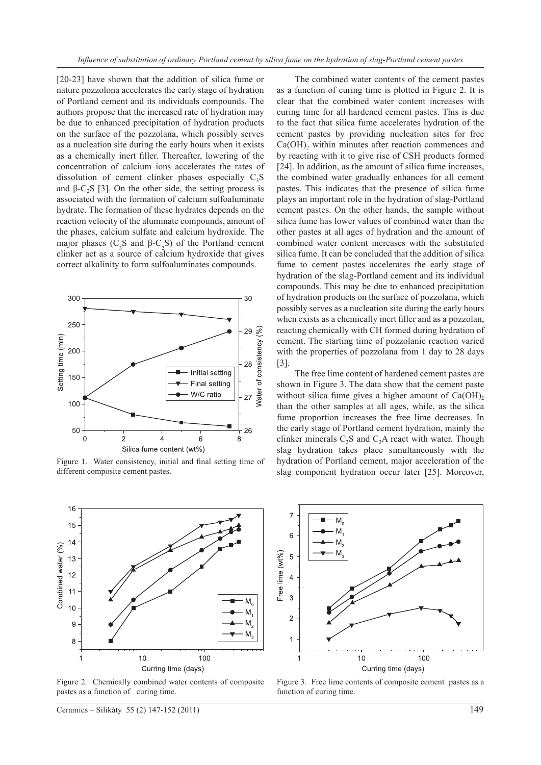[20-23] have shown that the addition of silica fume or nature pozzolona accelerates the early stage of hydration of Portland cement and its individuals compounds. The authors propose that the increased rate of hydration may be due to enhanced precipitation of hydration products on the surface of the pozzolana, which possibly serves as a nucleation site during the early hours when it exists as a chemically inert filler. Thereafter, lowering of the concentration of calcium ions accelerates the rates of dissolution of cement clinker phases especially $C_3S$ and $\beta$-$C_2S$ [3]. On the other side, the setting process is associated with the formation of calcium sulfoaluminate hydrate. The formation of these hydrates depends on the reaction velocity of the aluminate compounds, amount of the phases, calcium sulfate and calcium hydroxide. The major phases ($C_3S$ and $\beta$-$C_2S$) of the Portland cement clinker act as a source of calcium hydroxide that gives correct alkalinity to form sulfoaluminates compounds.

Figure 1. Water consistency, initial and final setting time of different composite cement pastes.

The combined water contents of the cement pastes as a function of curing time is plotted in Figure 2. It is clear that the combined water content increases with curing time for all hardened cement pastes. This is due to the fact that silica fume accelerates hydration of the cement pastes by providing nucleation sites for free $Ca(OH)_2$ within minutes after reaction commences and by reacting with it to give rise of CSH products formed [24]. In addition, as the amount of silica fume increases, the combined water gradually enhances for all cement pastes. This indicates that the presence of silica fume plays an important role in the hydration of slag-Portland cement pastes. On the other hands, the sample without silica fume has lower values of combined water than the other pastes at all ages of hydration and the amount of combined water content increases with the substituted silica fume. It can be concluded that the addition of silica fume to cement pastes accelerates the early stage of hydration of the slag-Portland cement and its individual compounds. This may be due to enhanced precipitation of hydration products on the surface of pozzolana, which possibly serves as a nucleation site during the early hours when exists as a chemically inert filler and as a pozzolan, reacting chemically with CH formed during hydration of cement. The starting time of pozzolanic reaction varied with the properties of pozzolana from 1 day to 28 days [3].

The free lime content of hardened cement pastes are shown in Figure 3. The data show that the cement paste without silica fume gives a higher amount of $Ca(OH)_2$ than the other samples at all ages, while, as the silica fume proportion increases the free lime decreases. In the early stage of Portland cement hydration, mainly the clinker minerals $C_3S$ and $C_3A$ react with water. Though slag hydration takes place simultaneously with the hydration of Portland cement, major acceleration of the slag component hydration occur later [25]. Moreover,

Figure 2. Chemically combined water contents of composite pastes as a function of curing time.

Figure 3. Free lime contents of composite cement pastes as a function of curing time.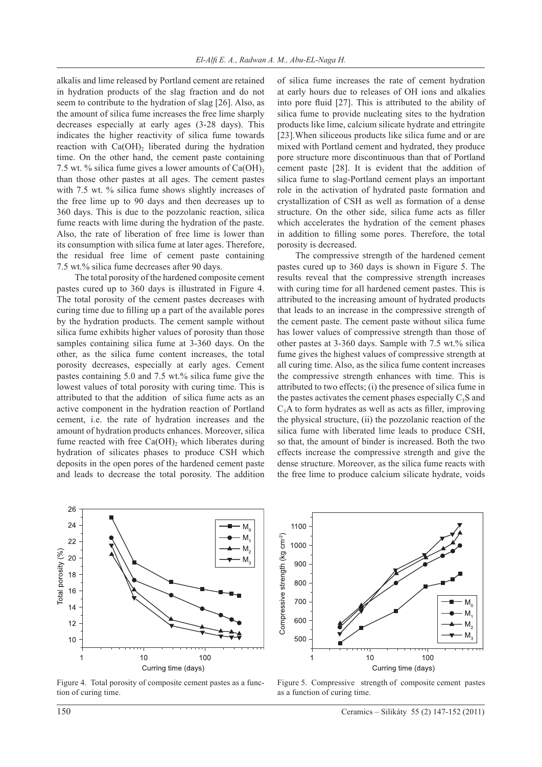alkalis and lime released by Portland cement are retained in hydration products of the slag fraction and do not seem to contribute to the hydration of slag [26]. Also, as the amount of silica fume increases the free lime sharply decreases especially at early ages (3-28 days). This indicates the higher reactivity of silica fume towards reaction with $Ca(OH)_2$ liberated during the hydration time. On the other hand, the cement paste containing 7.5 wt. % silica fume gives a lower amounts of $Ca(OH)_2$ than those other pastes at all ages. The cement pastes with 7.5 wt. % silica fume shows slightly increases of the free lime up to 90 days and then decreases up to 360 days. This is due to the pozzolanic reaction, silica fume reacts with lime during the hydration of the paste. Also, the rate of liberation of free lime is lower than its consumption with silica fume at later ages. Therefore, the residual free lime of cement paste containing 7.5 wt.% silica fume decreases after 90 days.

The total porosity of the hardened composite cement pastes cured up to 360 days is illustrated in Figure 4. The total porosity of the cement pastes decreases with curing time due to filling up a part of the available pores by the hydration products. The cement sample without silica fume exhibits higher values of porosity than those samples containing silica fume at 3-360 days. On the other, as the silica fume content increases, the total porosity decreases, especially at early ages. Cement pastes containing 5.0 and 7.5 wt.% silica fume give the lowest values of total porosity with curing time. This is attributed to that the addition of silica fume acts as an active component in the hydration reaction of Portland cement, i.e. the rate of hydration increases and the amount of hydration products enhances. Moreover, silica fume reacted with free $Ca(OH)_2$ which liberates during hydration of silicates phases to produce CSH which deposits in the open pores of the hardened cement paste and leads to decrease the total porosity. The addition of silica fume increases the rate of cement hydration at early hours due to releases of OH ions and alkalies into pore fluid [27]. This is attributed to the ability of silica fume to provide nucleating sites to the hydration products like lime, calcium silicate hydrate and ettringite [23]. When siliceous products like silica fume and or are mixed with Portland cement and hydrated, they produce pore structure more discontinuous than that of Portland cement paste [28]. It is evident that the addition of silica fume to slag-Portland cement plays an important role in the activation of hydrated paste formation and crystallization of CSH as well as formation of a dense structure. On the other side, silica fume acts as filler which accelerates the hydration of the cement phases in addition to filling some pores. Therefore, the total porosity is decreased.

The compressive strength of the hardened cement pastes cured up to 360 days is shown in Figure 5. The results reveal that the compressive strength increases with curing time for all hardened cement pastes. This is attributed to the increasing amount of hydrated products that leads to an increase in the compressive strength of the cement paste. The cement paste without silica fume has lower values of compressive strength than those of other pastes at 3-360 days. Sample with 7.5 wt.% silica fume gives the highest values of compressive strength at all curing time. Also, as the silica fume content increases the compressive strength enhances with time. This is attributed to two effects; (i) the presence of silica fume in the pastes activates the cement phases especially $C_3S$ and $C_3A$ to form hydrates as well as acts as filler, improving the physical structure, (ii) the pozzolanic reaction of the silica fume with liberated lime leads to produce CSH, so that, the amount of binder is increased. Both the two effects increase the compressive strength and give the dense structure. Moreover, as the silica fume reacts with the free lime to produce calcium silicate hydrate, voids

Figure 4. Total porosity of composite cement pastes as a function of curing time.

Figure 5. Compressive strength of composite cement pastes as a function of curing time.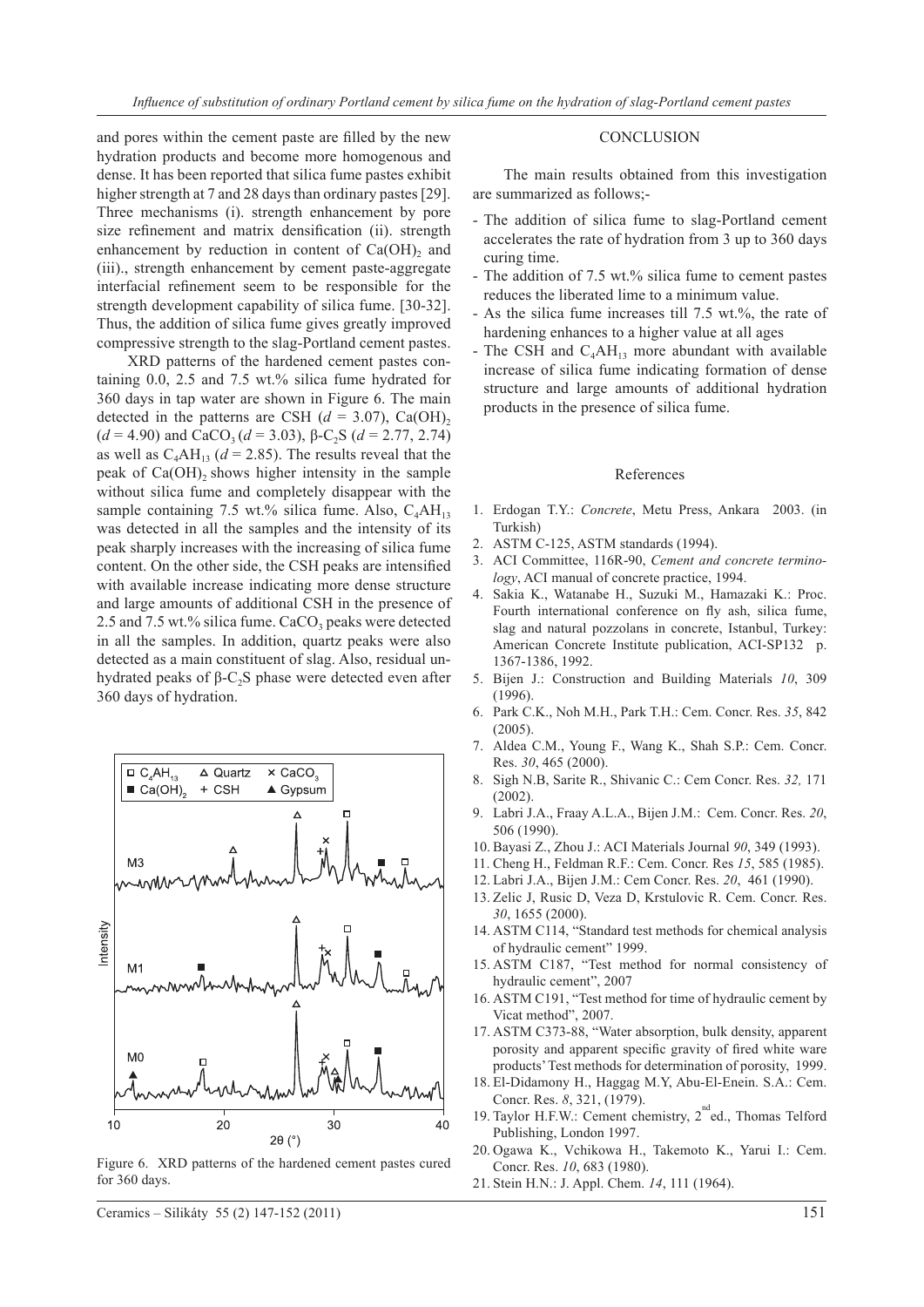and pores within the cement paste are filled by the new hydration products and become more homogenous and dense. It has been reported that silica fume pastes exhibit higher strength at 7 and 28 days than ordinary pastes [29]. Three mechanisms (i). strength enhancement by pore size refinement and matrix densification (ii). strength enhancement by reduction in content of $Ca(OH)_2$ and (iii)., strength enhancement by cement paste-aggregate interfacial refinement seem to be responsible for the strength development capability of silica fume. [30-32]. Thus, the addition of silica fume gives greatly improved compressive strength to the slag-Portland cement pastes.

XRD patterns of the hardened cement pastes containing 0.0, 2.5 and 7.5 wt.% silica fume hydrated for 360 days in tap water are shown in Figure 6. The main detected in the patterns are CSH ($d$ = 3.07), $Ca(OH)_2$ ($d$ = 4.90) and $CaCO_3$ ($d$ = 3.03), β-$C_2S$ ($d$ = 2.77, 2.74) as well as $C_4AH_{13}$ ($d$ = 2.85). The results reveal that the peak of $Ca(OH)_2$ shows higher intensity in the sample without silica fume and completely disappear with the sample containing 7.5 wt.% silica fume. Also, $C_4AH_{13}$ was detected in all the samples and the intensity of its peak sharply increases with the increasing of silica fume content. On the other side, the CSH peaks are intensified with available increase indicating more dense structure and large amounts of additional CSH in the presence of 2.5 and 7.5 wt.% silica fume. $CaCO_3$ peaks were detected in all the samples. In addition, quartz peaks were also detected as a main constituent of slag. Also, residual unhydrated peaks of β-$C_2S$ phase were detected even after 360 days of hydration.

Figure 6. XRD patterns of the hardened cement pastes cured for 360 days.

## CONCLUSION

The main results obtained from this investigation are summarized as follows;-

- The addition of silica fume to slag-Portland cement accelerates the rate of hydration from 3 up to 360 days curing time.
- The addition of 7.5 wt.% silica fume to cement pastes reduces the liberated lime to a minimum value.
- As the silica fume increases till 7.5 wt.%, the rate of hardening enhances to a higher value at all ages
- The CSH and $C_4AH_{13}$ more abundant with available increase of silica fume indicating formation of dense structure and large amounts of additional hydration products in the presence of silica fume.

## References

1. Erdogan T.Y.: *Concrete*, Metu Press, Ankara 2003. (in Turkish)
2. ASTM C-125, ASTM standards (1994).
3. ACI Committee, 116R-90, *Cement and concrete terminology*, ACI manual of concrete practice, 1994.
4. Sakia K., Watanabe H., Suzuki M., Hamazaki K.: Proc. Fourth international conference on fly ash, silica fume, slag and natural pozzolans in concrete, Istanbul, Turkey: American Concrete Institute publication, ACI-SP132 p. 1367-1386, 1992.
5. Bijen J.: Construction and Building Materials *10*, 309 (1996).
6. Park C.K., Noh M.H., Park T.H.: Cem. Concr. Res. *35*, 842 (2005).
7. Aldea C.M., Young F., Wang K., Shah S.P.: Cem. Concr. Res. *30*, 465 (2000).
8. Sigh N.B, Sarite R., Shivanic C.: Cem Concr. Res. *32,* 171 (2002).
9. Labri J.A., Fraay A.L.A., Bijen J.M.: Cem. Concr. Res. *20*, 506 (1990).
10. Bayasi Z., Zhou J.: ACI Materials Journal *90*, 349 (1993).
11. Cheng H., Feldman R.F.: Cem. Concr. Res *15*, 585 (1985).
12. Labri J.A., Bijen J.M.: Cem Concr. Res. *20*, 461 (1990).
13. Zelic J, Rusic D, Veza D, Krstulovic R. Cem. Concr. Res. *30*, 1655 (2000).
14. ASTM C114, "Standard test methods for chemical analysis of hydraulic cement" 1999.
15. ASTM C187, "Test method for normal consistency of hydraulic cement", 2007
16. ASTM C191, "Test method for time of hydraulic cement by Vicat method", 2007.
17. ASTM C373-88, "Water absorption, bulk density, apparent porosity and apparent specific gravity of fired white ware products' Test methods for determination of porosity, 1999.
18. El-Didamony H., Haggag M.Y, Abu-El-Enein. S.A.: Cem. Concr. Res. *8*, 321, (1979).
19. Taylor H.F.W.: Cement chemistry, 2nd ed., Thomas Telford Publishing, London 1997.
20. Ogawa K., Vchikowa H., Takemoto K., Yarui I.: Cem. Concr. Res. *10*, 683 (1980).
21. Stein H.N.: J. Appl. Chem. *14*, 111 (1964).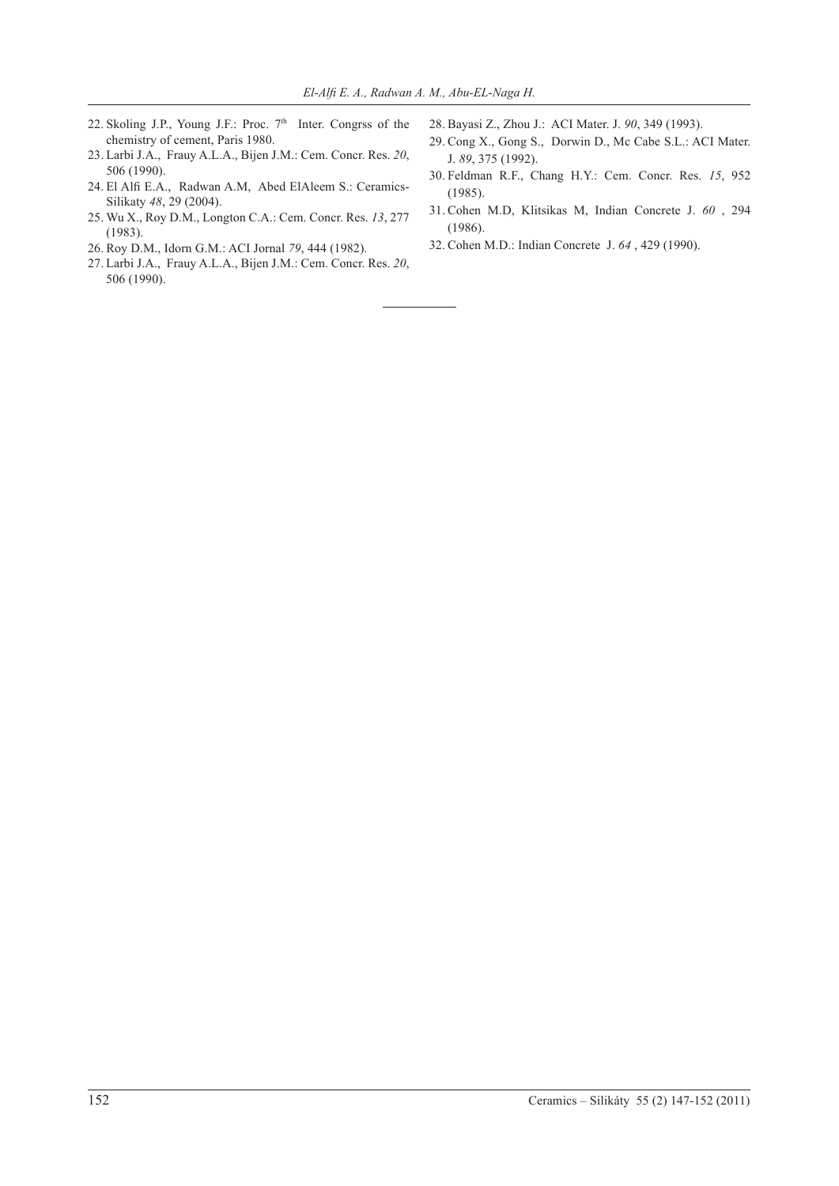22. Skoling J.P., Young J.F.: Proc. 7th Inter. Congrss of the chemistry of cement, Paris 1980.
23. Larbi J.A., Frauy A.L.A., Bijen J.M.: Cem. Concr. Res. *20*, 506 (1990).
24. El Alfi E.A., Radwan A.M, Abed ElAleem S.: Ceramics-Silikaty *48*, 29 (2004).
25. Wu X., Roy D.M., Longton C.A.: Cem. Concr. Res. *13*, 277 (1983).
26. Roy D.M., Idorn G.M.: ACI Jornal *79*, 444 (1982).
27. Larbi J.A., Frauy A.L.A., Bijen J.M.: Cem. Concr. Res. *20*, 506 (1990).
28. Bayasi Z., Zhou J.: ACI Mater. J. *90*, 349 (1993).
29. Cong X., Gong S., Dorwin D., Mc Cabe S.L.: ACI Mater. J. *89*, 375 (1992).
30. Feldman R.F., Chang H.Y.: Cem. Concr. Res. *15*, 952 (1985).
31. Cohen M.D, Klitsikas M, Indian Concrete J. *60* , 294 (1986).
32. Cohen M.D.: Indian Concrete J. *64* , 429 (1990).